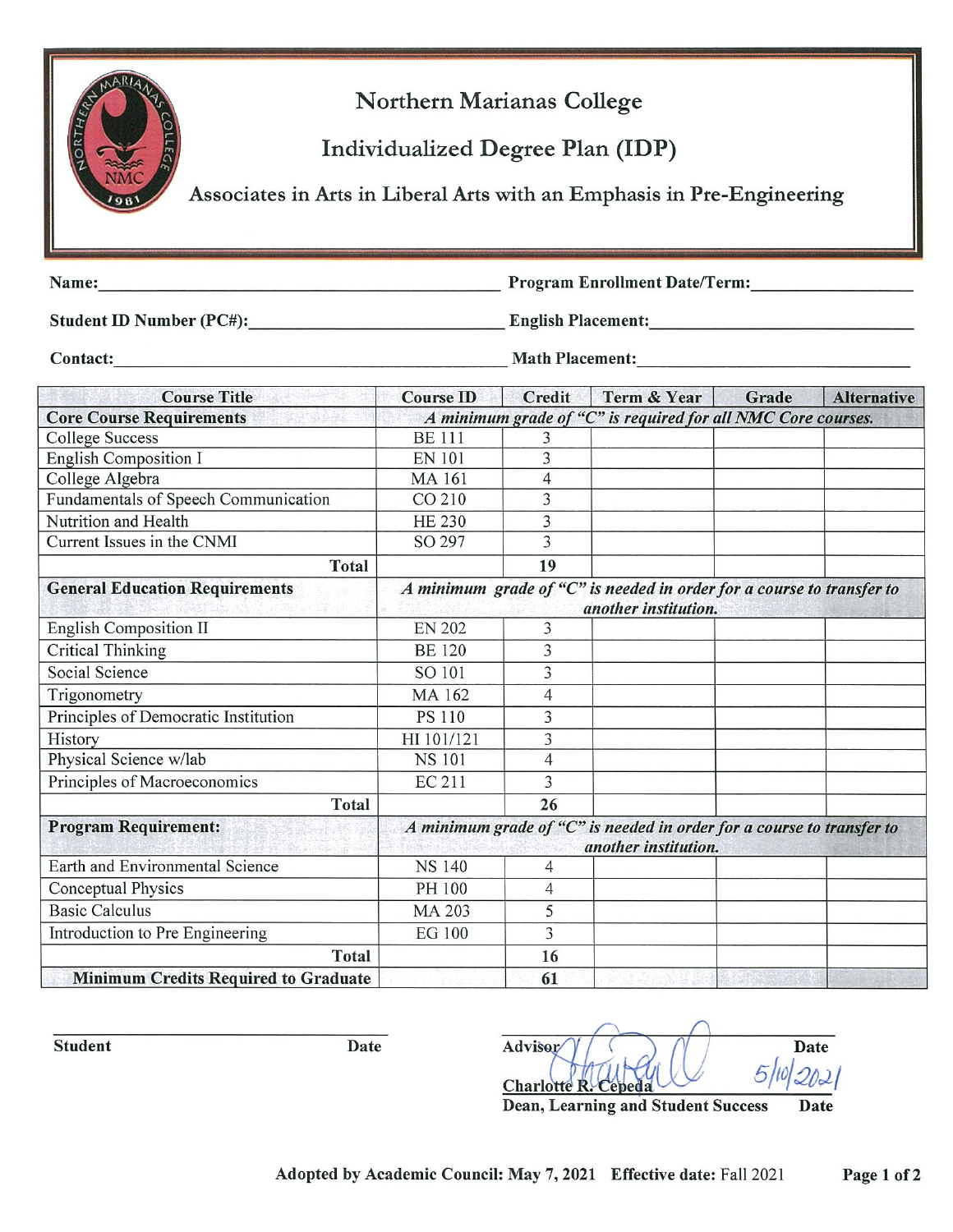# Northern Marianas College

## Individualized Degree Plan (IDP)

### Associates in Arts in Liberal Arts with an Emphasis in Pre-Engineering

**Name:** ______________________ **Program Enrollment Date/Term:** ______________________

**Student ID Number (PC#):** ______________________ **English Placement:** ______________________

**Contact:** ______________________ **Math Placement:** ______________________

| Course Title | Course ID | Credit | Term & Year | Grade | Alternative |
|---|---|---|---|---|---|
| **Core Course Requirements** | *A minimum grade of "C" is required for all NMC Core courses.* | | | | |
| College Success | BE 111 | 3 | | | |
| English Composition I | EN 101 | 3 | | | |
| College Algebra | MA 161 | 4 | | | |
| Fundamentals of Speech Communication | CO 210 | 3 | | | |
| Nutrition and Health | HE 230 | 3 | | | |
| Current Issues in the CNMI | SO 297 | 3 | | | |
| **Total** | | **19** | | | |
| **General Education Requirements** | *A minimum grade of "C" is needed in order for a course to transfer to another institution.* | | | | |
| English Composition II | EN 202 | 3 | | | |
| Critical Thinking | BE 120 | 3 | | | |
| Social Science | SO 101 | 3 | | | |
| Trigonometry | MA 162 | 4 | | | |
| Principles of Democratic Institution | PS 110 | 3 | | | |
| History | HI 101/121 | 3 | | | |
| Physical Science w/lab | NS 101 | 4 | | | |
| Principles of Macroeconomics | EC 211 | 3 | | | |
| **Total** | | **26** | | | |
| **Program Requirement:** | *A minimum grade of "C" is needed in order for a course to transfer to another institution.* | | | | |
| Earth and Environmental Science | NS 140 | 4 | | | |
| Conceptual Physics | PH 100 | 4 | | | |
| Basic Calculus | MA 203 | 5 | | | |
| Introduction to Pre Engineering | EG 100 | 3 | | | |
| **Total** | | **16** | | | |
| **Minimum Credits Required to Graduate** | | **61** | | | |

______________________ ______________________
**Student** **Date**

**Advisor** **Date**

Charlotte R. Cepeda 5/10/2021
**Dean, Learning and Student Success** **Date**

**Adopted by Academic Council: May 7, 2021** **Effective date:** Fall 2021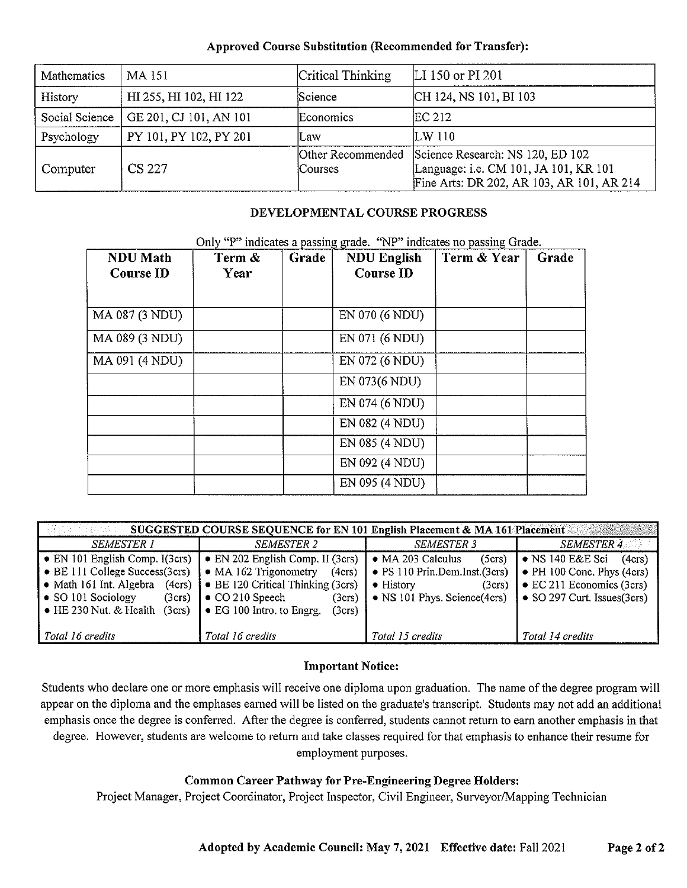**Approved Course Substitution (Recommended for Transfer):**

| | | | |
|---|---|---|---|
| Mathematics | MA 151 | Critical Thinking | LI 150 or PI 201 |
| History | HI 255, HI 102, HI 122 | Science | CH 124, NS 101, BI 103 |
| Social Science | GE 201, CJ 101, AN 101 | Economics | EC 212 |
| Psychology | PY 101, PY 102, PY 201 | Law | LW 110 |
| Computer | CS 227 | Other Recommended Courses | Science Research: NS 120, ED 102<br>Language: i.e. CM 101, JA 101, KR 101<br>Fine Arts: DR 202, AR 103, AR 101, AR 214 |

**DEVELOPMENTAL COURSE PROGRESS**

Only "P" indicates a passing grade. "NP" indicates no passing Grade.

| NDU Math Course ID | Term & Year | Grade | NDU English Course ID | Term & Year | Grade |
|---|---|---|---|---|---|
| MA 087 (3 NDU) | | | EN 070 (6 NDU) | | |
| MA 089 (3 NDU) | | | EN 071 (6 NDU) | | |
| MA 091 (4 NDU) | | | EN 072 (6 NDU) | | |
| | | | EN 073(6 NDU) | | |
| | | | EN 074 (6 NDU) | | |
| | | | EN 082 (4 NDU) | | |
| | | | EN 085 (4 NDU) | | |
| | | | EN 092 (4 NDU) | | |
| | | | EN 095 (4 NDU) | | |

| SUGGESTED COURSE SEQUENCE for EN 101 English Placement & MA 161 Placement | | | |
|---|---|---|---|
| *SEMESTER 1* | *SEMESTER 2* | *SEMESTER 3* | *SEMESTER 4* |
| • EN 101 English Comp. I(3crs)<br>• BE 111 College Success(3crs)<br>• Math 161 Int. Algebra (4crs)<br>• SO 101 Sociology (3crs)<br>• HE 230 Nut. & Health (3crs) | • EN 202 English Comp. II (3crs)<br>• MA 162 Trigonometry (4crs)<br>• BE 120 Critical Thinking (3crs)<br>• CO 210 Speech (3crs)<br>• EG 100 Intro. to Engrg. (3crs) | • MA 203 Calculus (5crs)<br>• PS 110 Prin.Dem.Inst.(3crs)<br>• History (3crs)<br>• NS 101 Phys. Science(4crs) | • NS 140 E&E Sci (4crs)<br>• PH 100 Conc. Phys (4crs)<br>• EC 211 Economics (3crs)<br>• SO 297 Curt. Issues(3crs) |
| *Total 16 credits* | *Total 16 credits* | *Total 15 credits* | *Total 14 credits* |

**Important Notice:**

Students who declare one or more emphasis will receive one diploma upon graduation. The name of the degree program will appear on the diploma and the emphases earned will be listed on the graduate's transcript. Students may not add an additional emphasis once the degree is conferred. After the degree is conferred, students cannot return to earn another emphasis in that degree. However, students are welcome to return and take classes required for that emphasis to enhance their resume for employment purposes.

**Common Career Pathway for Pre-Engineering Degree Holders:**

Project Manager, Project Coordinator, Project Inspector, Civil Engineer, Surveyor/Mapping Technician

**Adopted by Academic Council: May 7, 2021 Effective date:** Fall 2021